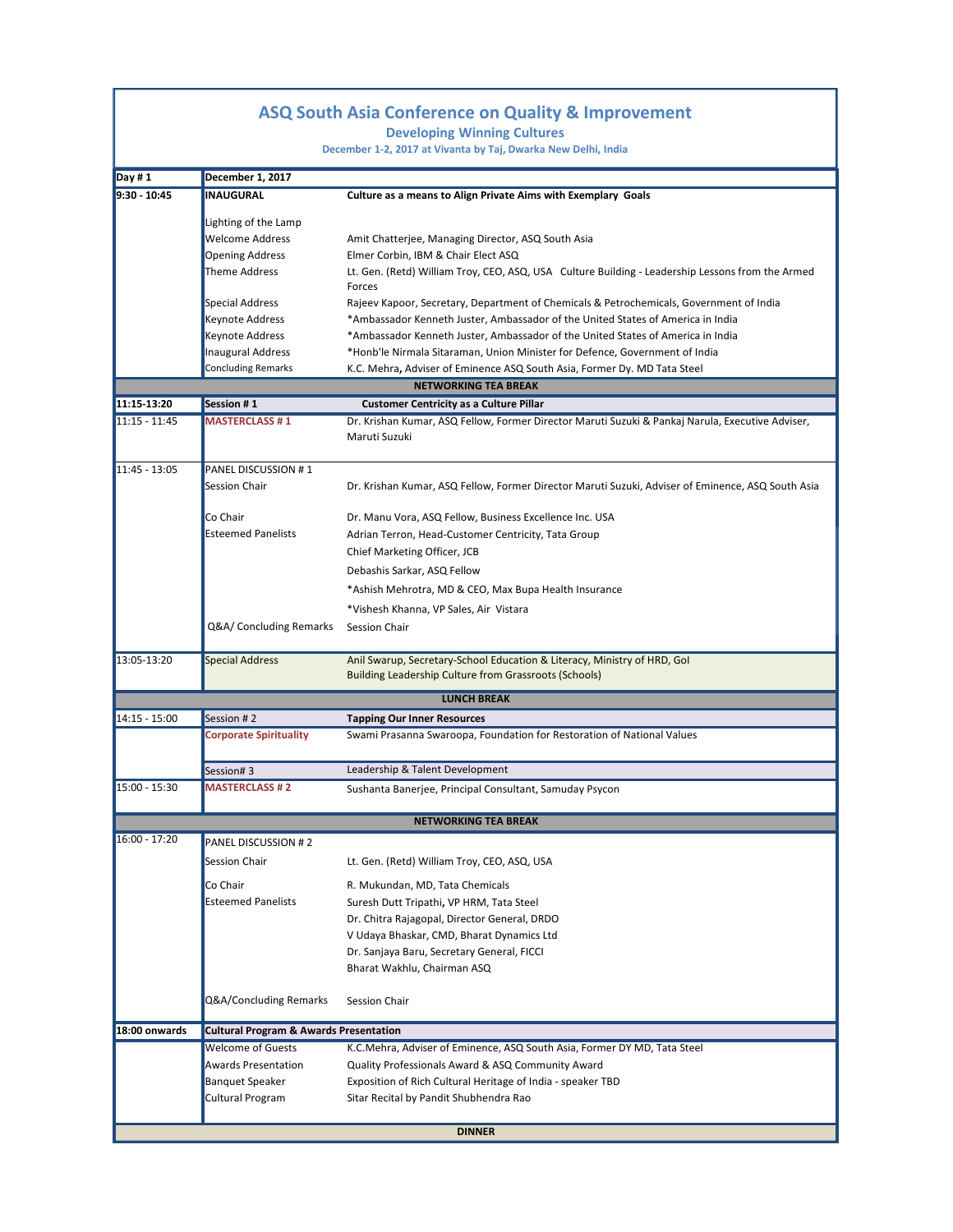# ASQ South Asia Conference on Quality & Improvement

## Developing Winning Cultures

**December 1-2, 2017 at Vivanta by Taj, Dwarka New Delhi, India**

| Day # 1 | December 1, 2017 | |
|---|---|---|
| 9:30 - 10:45 | **INAUGURAL** | **Culture as a means to Align Private Aims with Exemplary Goals** |
| | Lighting of the Lamp | |
| | Welcome Address | Amit Chatterjee, Managing Director, ASQ South Asia |
| | Opening Address | Elmer Corbin, IBM & Chair Elect ASQ |
| | Theme Address | Lt. Gen. (Retd) William Troy, CEO, ASQ, USA Culture Building - Leadership Lessons from the Armed Forces |
| | Special Address | Rajeev Kapoor, Secretary, Department of Chemicals & Petrochemicals, Government of India |
| | Keynote Address | *Ambassador Kenneth Juster, Ambassador of the United States of America in India |
| | Keynote Address | *Ambassador Kenneth Juster, Ambassador of the United States of America in India |
| | Inaugural Address | *Honb'le Nirmala Sitaraman, Union Minister for Defence, Government of India |
| | Concluding Remarks | K.C. Mehra, Adviser of Eminence ASQ South Asia, Former Dy. MD Tata Steel |
| | | **NETWORKING TEA BREAK** |
| **11:15-13:20** | **Session # 1** | **Customer Centricity as a Culture Pillar** |
| 11:15 - 11:45 | **MASTERCLASS # 1** | Dr. Krishan Kumar, ASQ Fellow, Former Director Maruti Suzuki & Pankaj Narula, Executive Adviser, Maruti Suzuki |
| 11:45 - 13:05 | PANEL DISCUSSION # 1 | |
| | Session Chair | Dr. Krishan Kumar, ASQ Fellow, Former Director Maruti Suzuki, Adviser of Eminence, ASQ South Asia |
| | Co Chair | Dr. Manu Vora, ASQ Fellow, Business Excellence Inc. USA |
| | Esteemed Panelists | Adrian Terron, Head-Customer Centricity, Tata Group |
| | | Chief Marketing Officer, JCB |
| | | Debashis Sarkar, ASQ Fellow |
| | | *Ashish Mehrotra, MD & CEO, Max Bupa Health Insurance |
| | | *Vishesh Khanna, VP Sales, Air Vistara |
| | Q&A/ Concluding Remarks | Session Chair |
| 13:05-13:20 | Special Address | Anil Swarup, Secretary-School Education & Literacy, Ministry of HRD, GoI<br>Building Leadership Culture from Grassroots (Schools) |
| | | **LUNCH BREAK** |
| 14:15 - 15:00 | Session # 2 | **Tapping Our Inner Resources** |
| | **Corporate Spirituality** | Swami Prasanna Swaroopa, Foundation for Restoration of National Values |
| | Session# 3 | Leadership & Talent Development |
| 15:00 - 15:30 | **MASTERCLASS # 2** | Sushanta Banerjee, Principal Consultant, Samuday Psycon |
| | | **NETWORKING TEA BREAK** |
| 16:00 - 17:20 | PANEL DISCUSSION # 2 | |
| | Session Chair | Lt. Gen. (Retd) William Troy, CEO, ASQ, USA |
| | Co Chair | R. Mukundan, MD, Tata Chemicals |
| | Esteemed Panelists | Suresh Dutt Tripathi, VP HRM, Tata Steel |
| | | Dr. Chitra Rajagopal, Director General, DRDO |
| | | V Udaya Bhaskar, CMD, Bharat Dynamics Ltd |
| | | Dr. Sanjaya Baru, Secretary General, FICCI |
| | | Bharat Wakhlu, Chairman ASQ |
| | Q&A/Concluding Remarks | Session Chair |
| **18:00 onwards** | **Cultural Program & Awards Presentation** | |
| | Welcome of Guests | K.C.Mehra, Adviser of Eminence, ASQ South Asia, Former DY MD, Tata Steel |
| | Awards Presentation | Quality Professionals Award & ASQ Community Award |
| | Banquet Speaker | Exposition of Rich Cultural Heritage of India - speaker TBD |
| | Cultural Program | Sitar Recital by Pandit Shubhendra Rao |
| | | **DINNER** |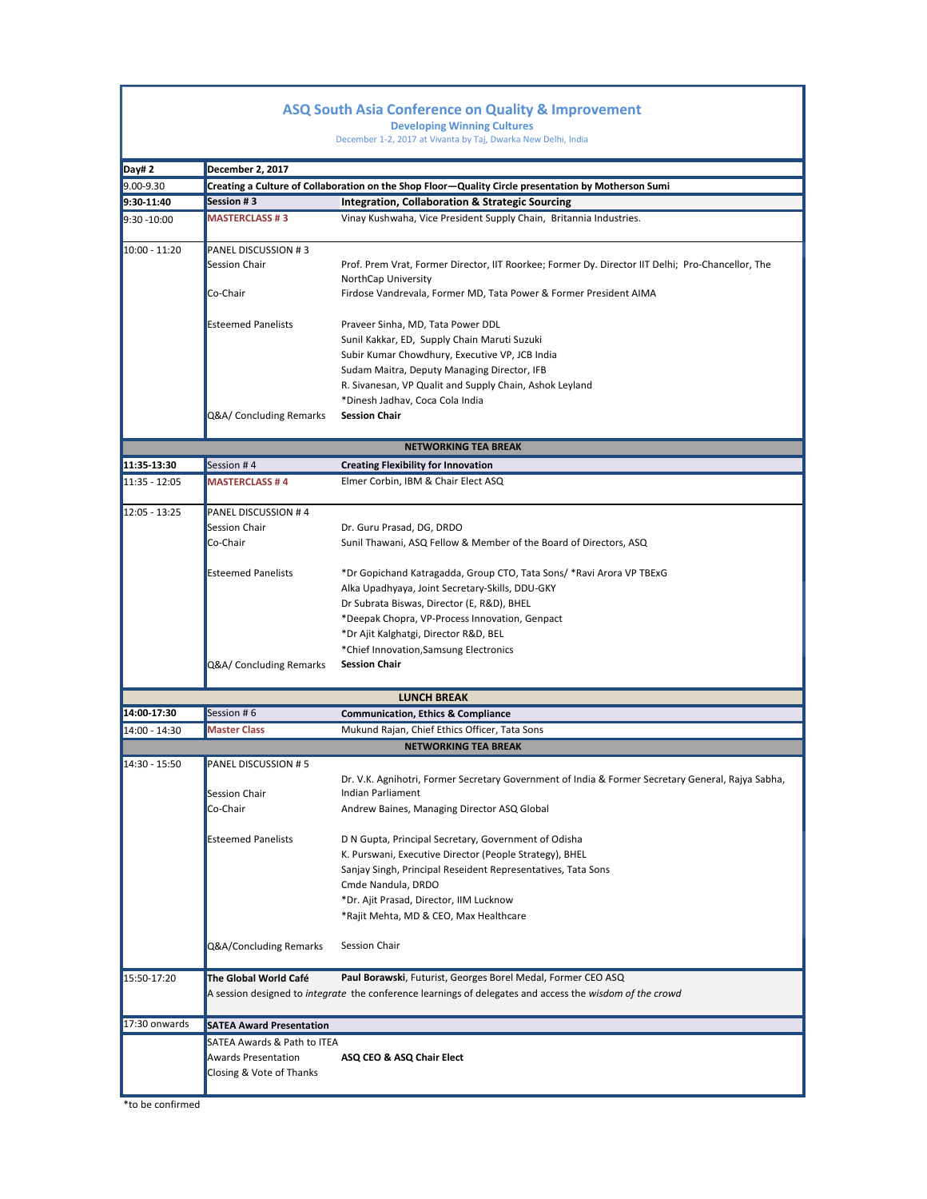## ASQ South Asia Conference on Quality & Improvement

### Developing Winning Cultures

December 1-2, 2017 at Vivanta by Taj, Dwarka New Delhi, India

| | | |
|---|---|---|
| **Day# 2** | **December 2, 2017** | |
| 9.00-9.30 | **Creating a Culture of Collaboration on the Shop Floor—Quality Circle presentation by Motherson Sumi** | |
| **9:30-11:40** | **Session # 3** | **Integration, Collaboration & Strategic Sourcing** |
| 9:30 -10:00 | **MASTERCLASS # 3** | Vinay Kushwaha, Vice President Supply Chain, Britannia Industries. |
| 10:00 - 11:20 | PANEL DISCUSSION # 3 | |
| | Session Chair | Prof. Prem Vrat, Former Director, IIT Roorkee; Former Dy. Director IIT Delhi; Pro-Chancellor, The NorthCap University |
| | Co-Chair | Firdose Vandrevala, Former MD, Tata Power & Former President AIMA |
| | Esteemed Panelists | Praveer Sinha, MD, Tata Power DDL |
| | | Sunil Kakkar, ED, Supply Chain Maruti Suzuki |
| | | Subir Kumar Chowdhury, Executive VP, JCB India |
| | | Sudam Maitra, Deputy Managing Director, IFB |
| | | R. Sivanesan, VP Qualit and Supply Chain, Ashok Leyland |
| | | *Dinesh Jadhav, Coca Cola India |
| | Q&A/ Concluding Remarks | **Session Chair** |
| | **NETWORKING TEA BREAK** | |
| **11:35-13:30** | Session # 4 | **Creating Flexibility for Innovation** |
| 11:35 - 12:05 | **MASTERCLASS # 4** | Elmer Corbin, IBM & Chair Elect ASQ |
| 12:05 - 13:25 | PANEL DISCUSSION # 4 | |
| | Session Chair | Dr. Guru Prasad, DG, DRDO |
| | Co-Chair | Sunil Thawani, ASQ Fellow & Member of the Board of Directors, ASQ |
| | Esteemed Panelists | *Dr Gopichand Katragadda, Group CTO, Tata Sons/ *Ravi Arora VP TBExG |
| | | Alka Upadhyaya, Joint Secretary-Skills, DDU-GKY |
| | | Dr Subrata Biswas, Director (E, R&D), BHEL |
| | | *Deepak Chopra, VP-Process Innovation, Genpact |
| | | *Dr Ajit Kalghatgi, Director R&D, BEL |
| | | *Chief Innovation,Samsung Electronics |
| | Q&A/ Concluding Remarks | **Session Chair** |
| | **LUNCH BREAK** | |
| **14:00-17:30** | Session # 6 | **Communication, Ethics & Compliance** |
| 14:00 - 14:30 | **Master Class** | Mukund Rajan, Chief Ethics Officer, Tata Sons |
| | **NETWORKING TEA BREAK** | |
| 14:30 - 15:50 | PANEL DISCUSSION # 5 | |
| | Session Chair | Dr. V.K. Agnihotri, Former Secretary Government of India & Former Secretary General, Rajya Sabha, Indian Parliament |
| | Co-Chair | Andrew Baines, Managing Director ASQ Global |
| | Esteemed Panelists | D N Gupta, Principal Secretary, Government of Odisha |
| | | K. Purswani, Executive Director (People Strategy), BHEL |
| | | Sanjay Singh, Principal Reseident Representatives, Tata Sons |
| | | Cmde Nandula, DRDO |
| | | *Dr. Ajit Prasad, Director, IIM Lucknow |
| | | *Rajit Mehta, MD & CEO, Max Healthcare |
| | Q&A/Concluding Remarks | Session Chair |
| 15:50-17:20 | **The Global World Café** | **Paul Borawski**, Futurist, Georges Borel Medal, Former CEO ASQ |
| | A session designed to *integrate* the conference learnings of delegates and access the *wisdom of the crowd* | |
| 17:30 onwards | **SATEA Award Presentation** | |
| | SATEA Awards & Path to ITEA | |
| | Awards Presentation | **ASQ CEO & ASQ Chair Elect** |
| | Closing & Vote of Thanks | |

*to be confirmed